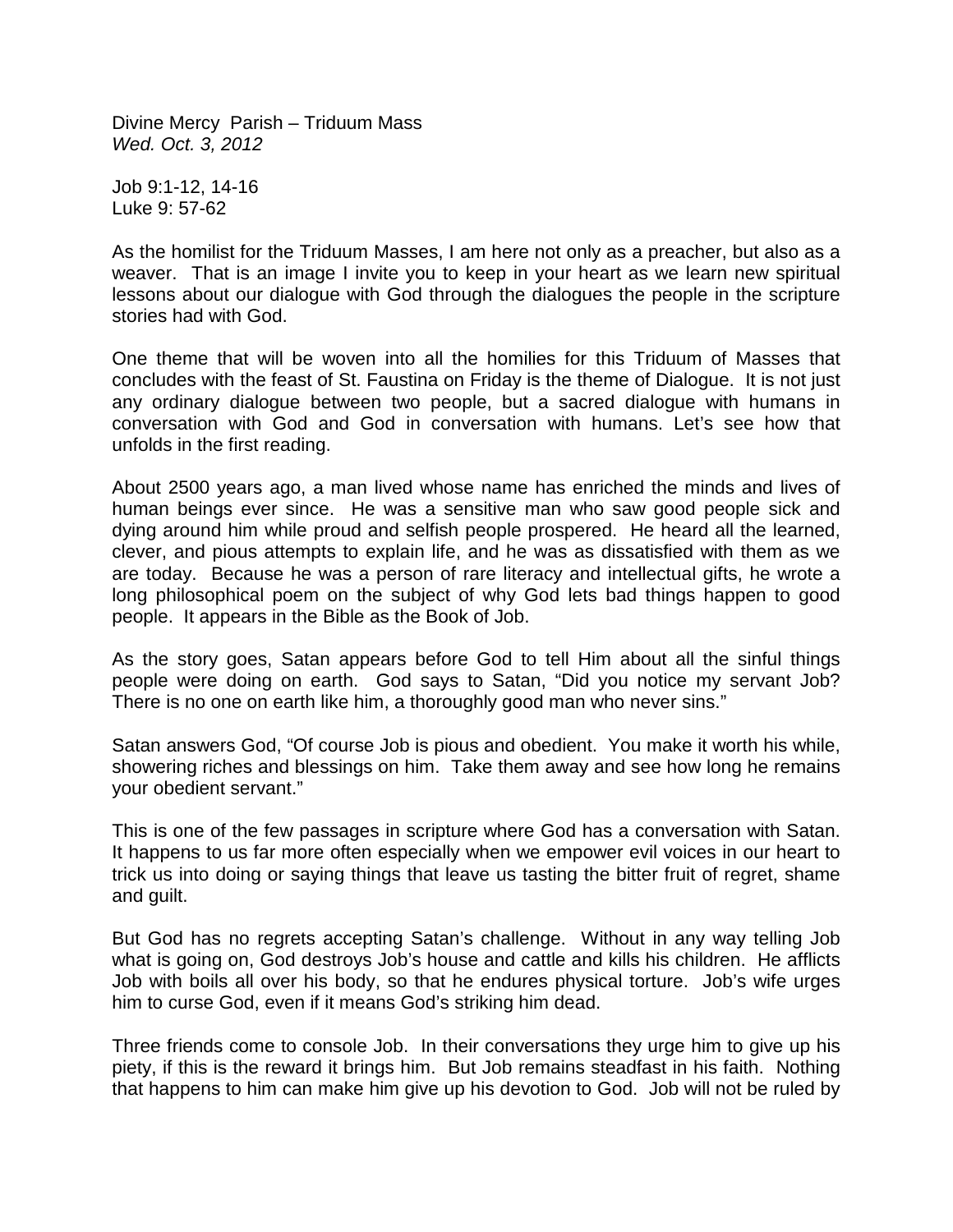Divine Mercy Parish – Triduum Mass
*Wed. Oct. 3, 2012*

Job 9:1-12, 14-16
Luke 9: 57-62

As the homilist for the Triduum Masses, I am here not only as a preacher, but also as a weaver. That is an image I invite you to keep in your heart as we learn new spiritual lessons about our dialogue with God through the dialogues the people in the scripture stories had with God.

One theme that will be woven into all the homilies for this Triduum of Masses that concludes with the feast of St. Faustina on Friday is the theme of Dialogue. It is not just any ordinary dialogue between two people, but a sacred dialogue with humans in conversation with God and God in conversation with humans. Let's see how that unfolds in the first reading.

About 2500 years ago, a man lived whose name has enriched the minds and lives of human beings ever since. He was a sensitive man who saw good people sick and dying around him while proud and selfish people prospered. He heard all the learned, clever, and pious attempts to explain life, and he was as dissatisfied with them as we are today. Because he was a person of rare literacy and intellectual gifts, he wrote a long philosophical poem on the subject of why God lets bad things happen to good people. It appears in the Bible as the Book of Job.

As the story goes, Satan appears before God to tell Him about all the sinful things people were doing on earth. God says to Satan, "Did you notice my servant Job? There is no one on earth like him, a thoroughly good man who never sins."

Satan answers God, "Of course Job is pious and obedient. You make it worth his while, showering riches and blessings on him. Take them away and see how long he remains your obedient servant."

This is one of the few passages in scripture where God has a conversation with Satan. It happens to us far more often especially when we empower evil voices in our heart to trick us into doing or saying things that leave us tasting the bitter fruit of regret, shame and guilt.

But God has no regrets accepting Satan's challenge. Without in any way telling Job what is going on, God destroys Job's house and cattle and kills his children. He afflicts Job with boils all over his body, so that he endures physical torture. Job's wife urges him to curse God, even if it means God's striking him dead.

Three friends come to console Job. In their conversations they urge him to give up his piety, if this is the reward it brings him. But Job remains steadfast in his faith. Nothing that happens to him can make him give up his devotion to God. Job will not be ruled by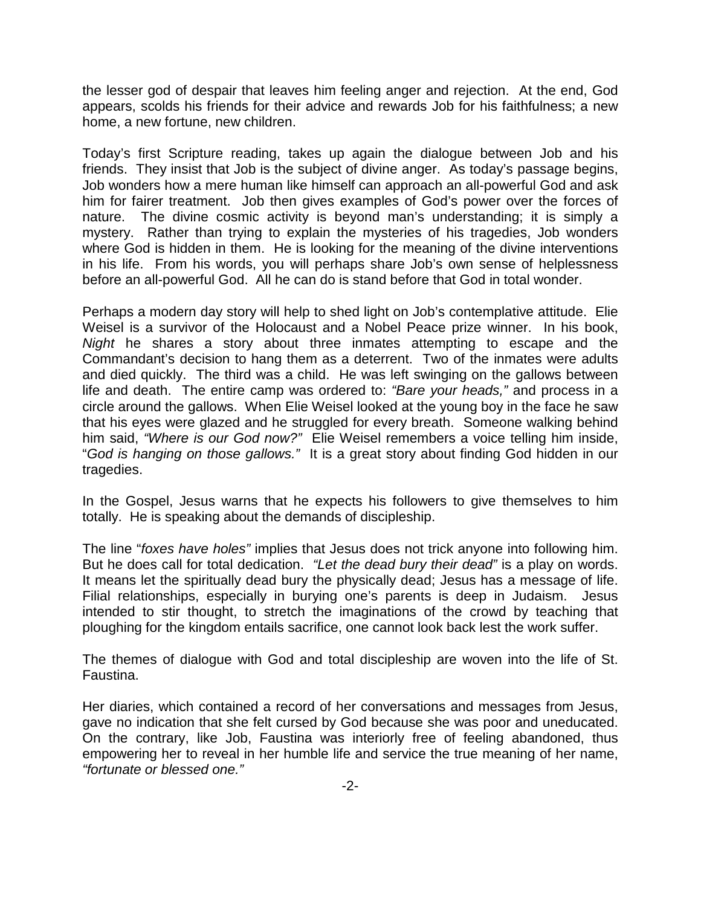the lesser god of despair that leaves him feeling anger and rejection. At the end, God appears, scolds his friends for their advice and rewards Job for his faithfulness; a new home, a new fortune, new children.

Today's first Scripture reading, takes up again the dialogue between Job and his friends. They insist that Job is the subject of divine anger. As today's passage begins, Job wonders how a mere human like himself can approach an all-powerful God and ask him for fairer treatment. Job then gives examples of God's power over the forces of nature. The divine cosmic activity is beyond man's understanding; it is simply a mystery. Rather than trying to explain the mysteries of his tragedies, Job wonders where God is hidden in them. He is looking for the meaning of the divine interventions in his life. From his words, you will perhaps share Job's own sense of helplessness before an all-powerful God. All he can do is stand before that God in total wonder.

Perhaps a modern day story will help to shed light on Job's contemplative attitude. Elie Weisel is a survivor of the Holocaust and a Nobel Peace prize winner. In his book, *Night* he shares a story about three inmates attempting to escape and the Commandant's decision to hang them as a deterrent. Two of the inmates were adults and died quickly. The third was a child. He was left swinging on the gallows between life and death. The entire camp was ordered to: *"Bare your heads,"* and process in a circle around the gallows. When Elie Weisel looked at the young boy in the face he saw that his eyes were glazed and he struggled for every breath. Someone walking behind him said, *"Where is our God now?"* Elie Weisel remembers a voice telling him inside, "*God is hanging on those gallows."* It is a great story about finding God hidden in our tragedies.

In the Gospel, Jesus warns that he expects his followers to give themselves to him totally. He is speaking about the demands of discipleship.

The line "*foxes have holes"* implies that Jesus does not trick anyone into following him. But he does call for total dedication. *"Let the dead bury their dead"* is a play on words. It means let the spiritually dead bury the physically dead; Jesus has a message of life. Filial relationships, especially in burying one's parents is deep in Judaism. Jesus intended to stir thought, to stretch the imaginations of the crowd by teaching that ploughing for the kingdom entails sacrifice, one cannot look back lest the work suffer.

The themes of dialogue with God and total discipleship are woven into the life of St. Faustina.

Her diaries, which contained a record of her conversations and messages from Jesus, gave no indication that she felt cursed by God because she was poor and uneducated. On the contrary, like Job, Faustina was interiorly free of feeling abandoned, thus empowering her to reveal in her humble life and service the true meaning of her name, *"fortunate or blessed one."*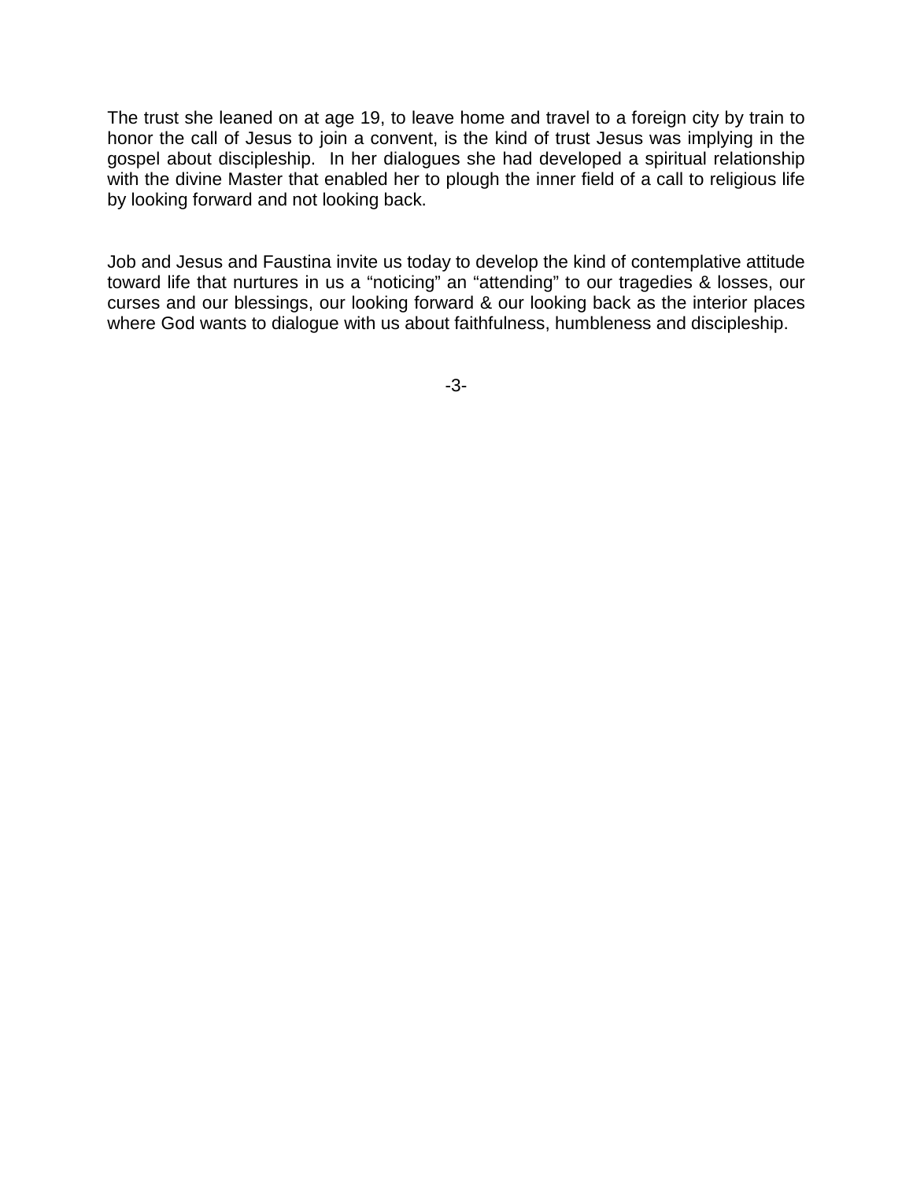The trust she leaned on at age 19, to leave home and travel to a foreign city by train to honor the call of Jesus to join a convent, is the kind of trust Jesus was implying in the gospel about discipleship. In her dialogues she had developed a spiritual relationship with the divine Master that enabled her to plough the inner field of a call to religious life by looking forward and not looking back.

Job and Jesus and Faustina invite us today to develop the kind of contemplative attitude toward life that nurtures in us a "noticing" an "attending" to our tragedies & losses, our curses and our blessings, our looking forward & our looking back as the interior places where God wants to dialogue with us about faithfulness, humbleness and discipleship.